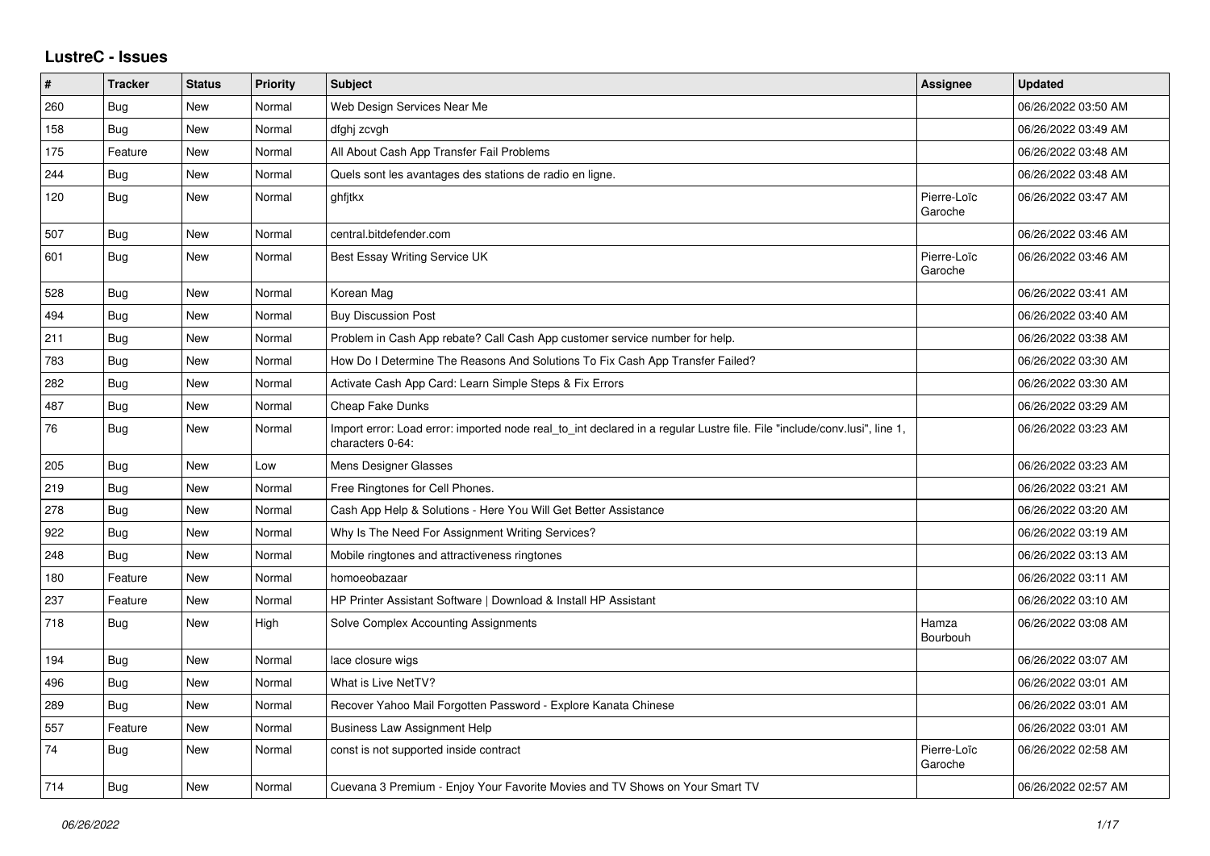## LustreC - Issues

| # | Tracker | Status | Priority | Subject | Assignee | Updated |
|---|---|---|---|---|---|---|
| 260 | Bug | New | Normal | Web Design Services Near Me | | 06/26/2022 03:50 AM |
| 158 | Bug | New | Normal | dfghj zcvgh | | 06/26/2022 03:49 AM |
| 175 | Feature | New | Normal | All About Cash App Transfer Fail Problems | | 06/26/2022 03:48 AM |
| 244 | Bug | New | Normal | Quels sont les avantages des stations de radio en ligne. | | 06/26/2022 03:48 AM |
| 120 | Bug | New | Normal | ghfjtkx | Pierre-Loïc Garoche | 06/26/2022 03:47 AM |
| 507 | Bug | New | Normal | central.bitdefender.com | | 06/26/2022 03:46 AM |
| 601 | Bug | New | Normal | Best Essay Writing Service UK | Pierre-Loïc Garoche | 06/26/2022 03:46 AM |
| 528 | Bug | New | Normal | Korean Mag | | 06/26/2022 03:41 AM |
| 494 | Bug | New | Normal | Buy Discussion Post | | 06/26/2022 03:40 AM |
| 211 | Bug | New | Normal | Problem in Cash App rebate? Call Cash App customer service number for help. | | 06/26/2022 03:38 AM |
| 783 | Bug | New | Normal | How Do I Determine The Reasons And Solutions To Fix Cash App Transfer Failed? | | 06/26/2022 03:30 AM |
| 282 | Bug | New | Normal | Activate Cash App Card: Learn Simple Steps & Fix Errors | | 06/26/2022 03:30 AM |
| 487 | Bug | New | Normal | Cheap Fake Dunks | | 06/26/2022 03:29 AM |
| 76 | Bug | New | Normal | Import error: Load error: imported node real_to_int declared in a regular Lustre file. File "include/conv.lusi", line 1, characters 0-64: | | 06/26/2022 03:23 AM |
| 205 | Bug | New | Low | Mens Designer Glasses | | 06/26/2022 03:23 AM |
| 219 | Bug | New | Normal | Free Ringtones for Cell Phones. | | 06/26/2022 03:21 AM |
| 278 | Bug | New | Normal | Cash App Help & Solutions - Here You Will Get Better Assistance | | 06/26/2022 03:20 AM |
| 922 | Bug | New | Normal | Why Is The Need For Assignment Writing Services? | | 06/26/2022 03:19 AM |
| 248 | Bug | New | Normal | Mobile ringtones and attractiveness ringtones | | 06/26/2022 03:13 AM |
| 180 | Feature | New | Normal | homoeobazaar | | 06/26/2022 03:11 AM |
| 237 | Feature | New | Normal | HP Printer Assistant Software \| Download & Install HP Assistant | | 06/26/2022 03:10 AM |
| 718 | Bug | New | High | Solve Complex Accounting Assignments | Hamza Bourbouh | 06/26/2022 03:08 AM |
| 194 | Bug | New | Normal | lace closure wigs | | 06/26/2022 03:07 AM |
| 496 | Bug | New | Normal | What is Live NetTV? | | 06/26/2022 03:01 AM |
| 289 | Bug | New | Normal | Recover Yahoo Mail Forgotten Password - Explore Kanata Chinese | | 06/26/2022 03:01 AM |
| 557 | Feature | New | Normal | Business Law Assignment Help | | 06/26/2022 03:01 AM |
| 74 | Bug | New | Normal | const is not supported inside contract | Pierre-Loïc Garoche | 06/26/2022 02:58 AM |
| 714 | Bug | New | Normal | Cuevana 3 Premium - Enjoy Your Favorite Movies and TV Shows on Your Smart TV | | 06/26/2022 02:57 AM |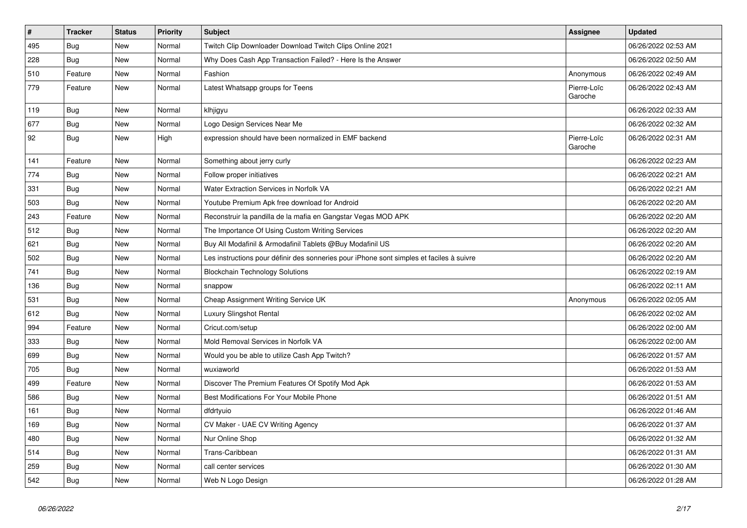| # | Tracker | Status | Priority | Subject | Assignee | Updated |
|---|---|---|---|---|---|---|
| 495 | Bug | New | Normal | Twitch Clip Downloader Download Twitch Clips Online 2021 | | 06/26/2022 02:53 AM |
| 228 | Bug | New | Normal | Why Does Cash App Transaction Failed? - Here Is the Answer | | 06/26/2022 02:50 AM |
| 510 | Feature | New | Normal | Fashion | Anonymous | 06/26/2022 02:49 AM |
| 779 | Feature | New | Normal | Latest Whatsapp groups for Teens | Pierre-Loïc Garoche | 06/26/2022 02:43 AM |
| 119 | Bug | New | Normal | klhjigyu | | 06/26/2022 02:33 AM |
| 677 | Bug | New | Normal | Logo Design Services Near Me | | 06/26/2022 02:32 AM |
| 92 | Bug | New | High | expression should have been normalized in EMF backend | Pierre-Loïc Garoche | 06/26/2022 02:31 AM |
| 141 | Feature | New | Normal | Something about jerry curly | | 06/26/2022 02:23 AM |
| 774 | Bug | New | Normal | Follow proper initiatives | | 06/26/2022 02:21 AM |
| 331 | Bug | New | Normal | Water Extraction Services in Norfolk VA | | 06/26/2022 02:21 AM |
| 503 | Bug | New | Normal | Youtube Premium Apk free download for Android | | 06/26/2022 02:20 AM |
| 243 | Feature | New | Normal | Reconstruir la pandilla de la mafia en Gangstar Vegas MOD APK | | 06/26/2022 02:20 AM |
| 512 | Bug | New | Normal | The Importance Of Using Custom Writing Services | | 06/26/2022 02:20 AM |
| 621 | Bug | New | Normal | Buy All Modafinil & Armodafinil Tablets @Buy Modafinil US | | 06/26/2022 02:20 AM |
| 502 | Bug | New | Normal | Les instructions pour définir des sonneries pour iPhone sont simples et faciles à suivre | | 06/26/2022 02:20 AM |
| 741 | Bug | New | Normal | Blockchain Technology Solutions | | 06/26/2022 02:19 AM |
| 136 | Bug | New | Normal | snappow | | 06/26/2022 02:11 AM |
| 531 | Bug | New | Normal | Cheap Assignment Writing Service UK | Anonymous | 06/26/2022 02:05 AM |
| 612 | Bug | New | Normal | Luxury Slingshot Rental | | 06/26/2022 02:02 AM |
| 994 | Feature | New | Normal | Cricut.com/setup | | 06/26/2022 02:00 AM |
| 333 | Bug | New | Normal | Mold Removal Services in Norfolk VA | | 06/26/2022 02:00 AM |
| 699 | Bug | New | Normal | Would you be able to utilize Cash App Twitch? | | 06/26/2022 01:57 AM |
| 705 | Bug | New | Normal | wuxiaworld | | 06/26/2022 01:53 AM |
| 499 | Feature | New | Normal | Discover The Premium Features Of Spotify Mod Apk | | 06/26/2022 01:53 AM |
| 586 | Bug | New | Normal | Best Modifications For Your Mobile Phone | | 06/26/2022 01:51 AM |
| 161 | Bug | New | Normal | dfdrtyuio | | 06/26/2022 01:46 AM |
| 169 | Bug | New | Normal | CV Maker - UAE CV Writing Agency | | 06/26/2022 01:37 AM |
| 480 | Bug | New | Normal | Nur Online Shop | | 06/26/2022 01:32 AM |
| 514 | Bug | New | Normal | Trans-Caribbean | | 06/26/2022 01:31 AM |
| 259 | Bug | New | Normal | call center services | | 06/26/2022 01:30 AM |
| 542 | Bug | New | Normal | Web N Logo Design | | 06/26/2022 01:28 AM |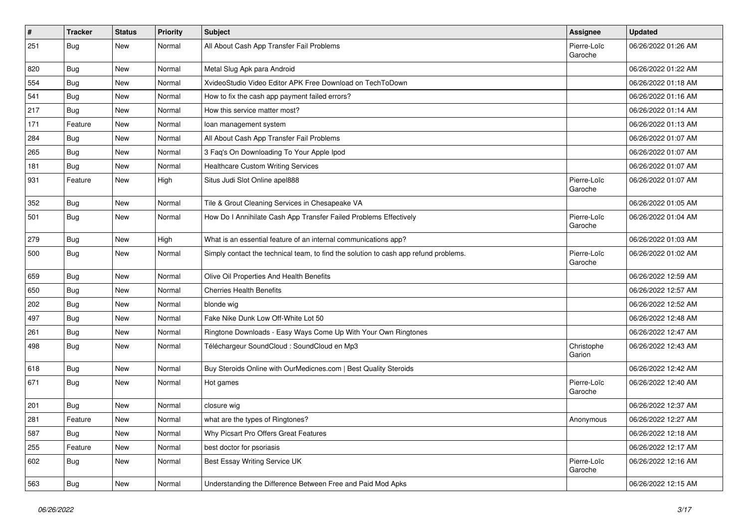| # | Tracker | Status | Priority | Subject | Assignee | Updated |
| --- | --- | --- | --- | --- | --- | --- |
| 251 | Bug | New | Normal | All About Cash App Transfer Fail Problems | Pierre-Loïc Garoche | 06/26/2022 01:26 AM |
| 820 | Bug | New | Normal | Metal Slug Apk para Android | | 06/26/2022 01:22 AM |
| 554 | Bug | New | Normal | XvideoStudio Video Editor APK Free Download on TechToDown | | 06/26/2022 01:18 AM |
| 541 | Bug | New | Normal | How to fix the cash app payment failed errors? | | 06/26/2022 01:16 AM |
| 217 | Bug | New | Normal | How this service matter most? | | 06/26/2022 01:14 AM |
| 171 | Feature | New | Normal | loan management system | | 06/26/2022 01:13 AM |
| 284 | Bug | New | Normal | All About Cash App Transfer Fail Problems | | 06/26/2022 01:07 AM |
| 265 | Bug | New | Normal | 3 Faq's On Downloading To Your Apple Ipod | | 06/26/2022 01:07 AM |
| 181 | Bug | New | Normal | Healthcare Custom Writing Services | | 06/26/2022 01:07 AM |
| 931 | Feature | New | High | Situs Judi Slot Online apel888 | Pierre-Loïc Garoche | 06/26/2022 01:07 AM |
| 352 | Bug | New | Normal | Tile & Grout Cleaning Services in Chesapeake VA | | 06/26/2022 01:05 AM |
| 501 | Bug | New | Normal | How Do I Annihilate Cash App Transfer Failed Problems Effectively | Pierre-Loïc Garoche | 06/26/2022 01:04 AM |
| 279 | Bug | New | High | What is an essential feature of an internal communications app? | | 06/26/2022 01:03 AM |
| 500 | Bug | New | Normal | Simply contact the technical team, to find the solution to cash app refund problems. | Pierre-Loïc Garoche | 06/26/2022 01:02 AM |
| 659 | Bug | New | Normal | Olive Oil Properties And Health Benefits | | 06/26/2022 12:59 AM |
| 650 | Bug | New | Normal | Cherries Health Benefits | | 06/26/2022 12:57 AM |
| 202 | Bug | New | Normal | blonde wig | | 06/26/2022 12:52 AM |
| 497 | Bug | New | Normal | Fake Nike Dunk Low Off-White Lot 50 | | 06/26/2022 12:48 AM |
| 261 | Bug | New | Normal | Ringtone Downloads - Easy Ways Come Up With Your Own Ringtones | | 06/26/2022 12:47 AM |
| 498 | Bug | New | Normal | Téléchargeur SoundCloud : SoundCloud en Mp3 | Christophe Garion | 06/26/2022 12:43 AM |
| 618 | Bug | New | Normal | Buy Steroids Online with OurMedicnes.com \| Best Quality Steroids | | 06/26/2022 12:42 AM |
| 671 | Bug | New | Normal | Hot games | Pierre-Loïc Garoche | 06/26/2022 12:40 AM |
| 201 | Bug | New | Normal | closure wig | | 06/26/2022 12:37 AM |
| 281 | Feature | New | Normal | what are the types of Ringtones? | Anonymous | 06/26/2022 12:27 AM |
| 587 | Bug | New | Normal | Why Picsart Pro Offers Great Features | | 06/26/2022 12:18 AM |
| 255 | Feature | New | Normal | best doctor for psoriasis | | 06/26/2022 12:17 AM |
| 602 | Bug | New | Normal | Best Essay Writing Service UK | Pierre-Loïc Garoche | 06/26/2022 12:16 AM |
| 563 | Bug | New | Normal | Understanding the Difference Between Free and Paid Mod Apks | | 06/26/2022 12:15 AM |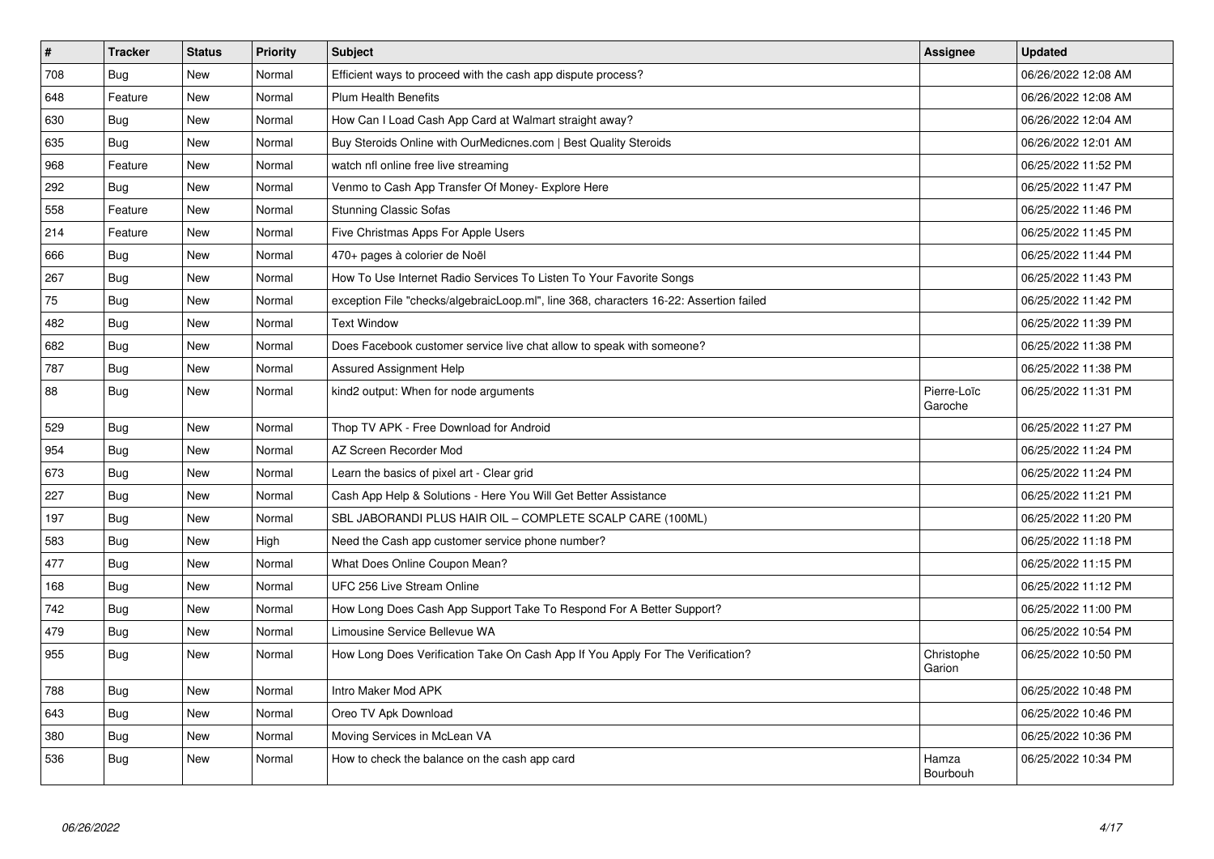| # | Tracker | Status | Priority | Subject | Assignee | Updated |
|---|---|---|---|---|---|---|
| 708 | Bug | New | Normal | Efficient ways to proceed with the cash app dispute process? | | 06/26/2022 12:08 AM |
| 648 | Feature | New | Normal | Plum Health Benefits | | 06/26/2022 12:08 AM |
| 630 | Bug | New | Normal | How Can I Load Cash App Card at Walmart straight away? | | 06/26/2022 12:04 AM |
| 635 | Bug | New | Normal | Buy Steroids Online with OurMedicnes.com \| Best Quality Steroids | | 06/26/2022 12:01 AM |
| 968 | Feature | New | Normal | watch nfl online free live streaming | | 06/25/2022 11:52 PM |
| 292 | Bug | New | Normal | Venmo to Cash App Transfer Of Money- Explore Here | | 06/25/2022 11:47 PM |
| 558 | Feature | New | Normal | Stunning Classic Sofas | | 06/25/2022 11:46 PM |
| 214 | Feature | New | Normal | Five Christmas Apps For Apple Users | | 06/25/2022 11:45 PM |
| 666 | Bug | New | Normal | 470+ pages à colorier de Noël | | 06/25/2022 11:44 PM |
| 267 | Bug | New | Normal | How To Use Internet Radio Services To Listen To Your Favorite Songs | | 06/25/2022 11:43 PM |
| 75 | Bug | New | Normal | exception File "checks/algebraicLoop.ml", line 368, characters 16-22: Assertion failed | | 06/25/2022 11:42 PM |
| 482 | Bug | New | Normal | Text Window | | 06/25/2022 11:39 PM |
| 682 | Bug | New | Normal | Does Facebook customer service live chat allow to speak with someone? | | 06/25/2022 11:38 PM |
| 787 | Bug | New | Normal | Assured Assignment Help | | 06/25/2022 11:38 PM |
| 88 | Bug | New | Normal | kind2 output: When for node arguments | Pierre-Loïc Garoche | 06/25/2022 11:31 PM |
| 529 | Bug | New | Normal | Thop TV APK - Free Download for Android | | 06/25/2022 11:27 PM |
| 954 | Bug | New | Normal | AZ Screen Recorder Mod | | 06/25/2022 11:24 PM |
| 673 | Bug | New | Normal | Learn the basics of pixel art - Clear grid | | 06/25/2022 11:24 PM |
| 227 | Bug | New | Normal | Cash App Help & Solutions - Here You Will Get Better Assistance | | 06/25/2022 11:21 PM |
| 197 | Bug | New | Normal | SBL JABORANDI PLUS HAIR OIL – COMPLETE SCALP CARE (100ML) | | 06/25/2022 11:20 PM |
| 583 | Bug | New | High | Need the Cash app customer service phone number? | | 06/25/2022 11:18 PM |
| 477 | Bug | New | Normal | What Does Online Coupon Mean? | | 06/25/2022 11:15 PM |
| 168 | Bug | New | Normal | UFC 256 Live Stream Online | | 06/25/2022 11:12 PM |
| 742 | Bug | New | Normal | How Long Does Cash App Support Take To Respond For A Better Support? | | 06/25/2022 11:00 PM |
| 479 | Bug | New | Normal | Limousine Service Bellevue WA | | 06/25/2022 10:54 PM |
| 955 | Bug | New | Normal | How Long Does Verification Take On Cash App If You Apply For The Verification? | Christophe Garion | 06/25/2022 10:50 PM |
| 788 | Bug | New | Normal | Intro Maker Mod APK | | 06/25/2022 10:48 PM |
| 643 | Bug | New | Normal | Oreo TV Apk Download | | 06/25/2022 10:46 PM |
| 380 | Bug | New | Normal | Moving Services in McLean VA | | 06/25/2022 10:36 PM |
| 536 | Bug | New | Normal | How to check the balance on the cash app card | Hamza Bourbouh | 06/25/2022 10:34 PM |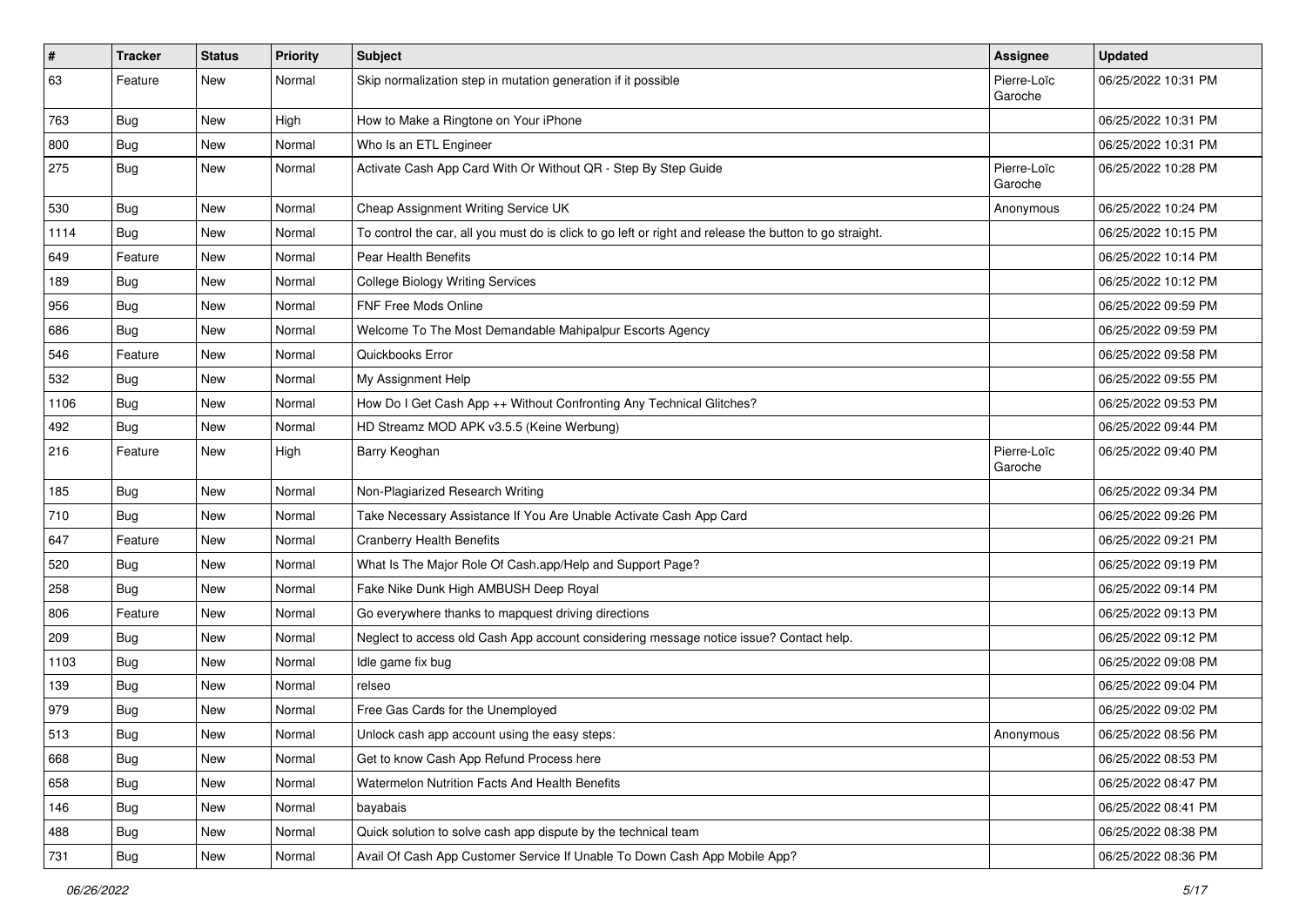| # | Tracker | Status | Priority | Subject | Assignee | Updated |
|---|---|---|---|---|---|---|
| 63 | Feature | New | Normal | Skip normalization step in mutation generation if it possible | Pierre-Loïc Garoche | 06/25/2022 10:31 PM |
| 763 | Bug | New | High | How to Make a Ringtone on Your iPhone | | 06/25/2022 10:31 PM |
| 800 | Bug | New | Normal | Who Is an ETL Engineer | | 06/25/2022 10:31 PM |
| 275 | Bug | New | Normal | Activate Cash App Card With Or Without QR - Step By Step Guide | Pierre-Loïc Garoche | 06/25/2022 10:28 PM |
| 530 | Bug | New | Normal | Cheap Assignment Writing Service UK | Anonymous | 06/25/2022 10:24 PM |
| 1114 | Bug | New | Normal | To control the car, all you must do is click to go left or right and release the button to go straight. | | 06/25/2022 10:15 PM |
| 649 | Feature | New | Normal | Pear Health Benefits | | 06/25/2022 10:14 PM |
| 189 | Bug | New | Normal | College Biology Writing Services | | 06/25/2022 10:12 PM |
| 956 | Bug | New | Normal | FNF Free Mods Online | | 06/25/2022 09:59 PM |
| 686 | Bug | New | Normal | Welcome To The Most Demandable Mahipalpur Escorts Agency | | 06/25/2022 09:59 PM |
| 546 | Feature | New | Normal | Quickbooks Error | | 06/25/2022 09:58 PM |
| 532 | Bug | New | Normal | My Assignment Help | | 06/25/2022 09:55 PM |
| 1106 | Bug | New | Normal | How Do I Get Cash App ++ Without Confronting Any Technical Glitches? | | 06/25/2022 09:53 PM |
| 492 | Bug | New | Normal | HD Streamz MOD APK v3.5.5 (Keine Werbung) | | 06/25/2022 09:44 PM |
| 216 | Feature | New | High | Barry Keoghan | Pierre-Loïc Garoche | 06/25/2022 09:40 PM |
| 185 | Bug | New | Normal | Non-Plagiarized Research Writing | | 06/25/2022 09:34 PM |
| 710 | Bug | New | Normal | Take Necessary Assistance If You Are Unable Activate Cash App Card | | 06/25/2022 09:26 PM |
| 647 | Feature | New | Normal | Cranberry Health Benefits | | 06/25/2022 09:21 PM |
| 520 | Bug | New | Normal | What Is The Major Role Of Cash.app/Help and Support Page? | | 06/25/2022 09:19 PM |
| 258 | Bug | New | Normal | Fake Nike Dunk High AMBUSH Deep Royal | | 06/25/2022 09:14 PM |
| 806 | Feature | New | Normal | Go everywhere thanks to mapquest driving directions | | 06/25/2022 09:13 PM |
| 209 | Bug | New | Normal | Neglect to access old Cash App account considering message notice issue? Contact help. | | 06/25/2022 09:12 PM |
| 1103 | Bug | New | Normal | Idle game fix bug | | 06/25/2022 09:08 PM |
| 139 | Bug | New | Normal | relseo | | 06/25/2022 09:04 PM |
| 979 | Bug | New | Normal | Free Gas Cards for the Unemployed | | 06/25/2022 09:02 PM |
| 513 | Bug | New | Normal | Unlock cash app account using the easy steps: | Anonymous | 06/25/2022 08:56 PM |
| 668 | Bug | New | Normal | Get to know Cash App Refund Process here | | 06/25/2022 08:53 PM |
| 658 | Bug | New | Normal | Watermelon Nutrition Facts And Health Benefits | | 06/25/2022 08:47 PM |
| 146 | Bug | New | Normal | bayabais | | 06/25/2022 08:41 PM |
| 488 | Bug | New | Normal | Quick solution to solve cash app dispute by the technical team | | 06/25/2022 08:38 PM |
| 731 | Bug | New | Normal | Avail Of Cash App Customer Service If Unable To Down Cash App Mobile App? | | 06/25/2022 08:36 PM |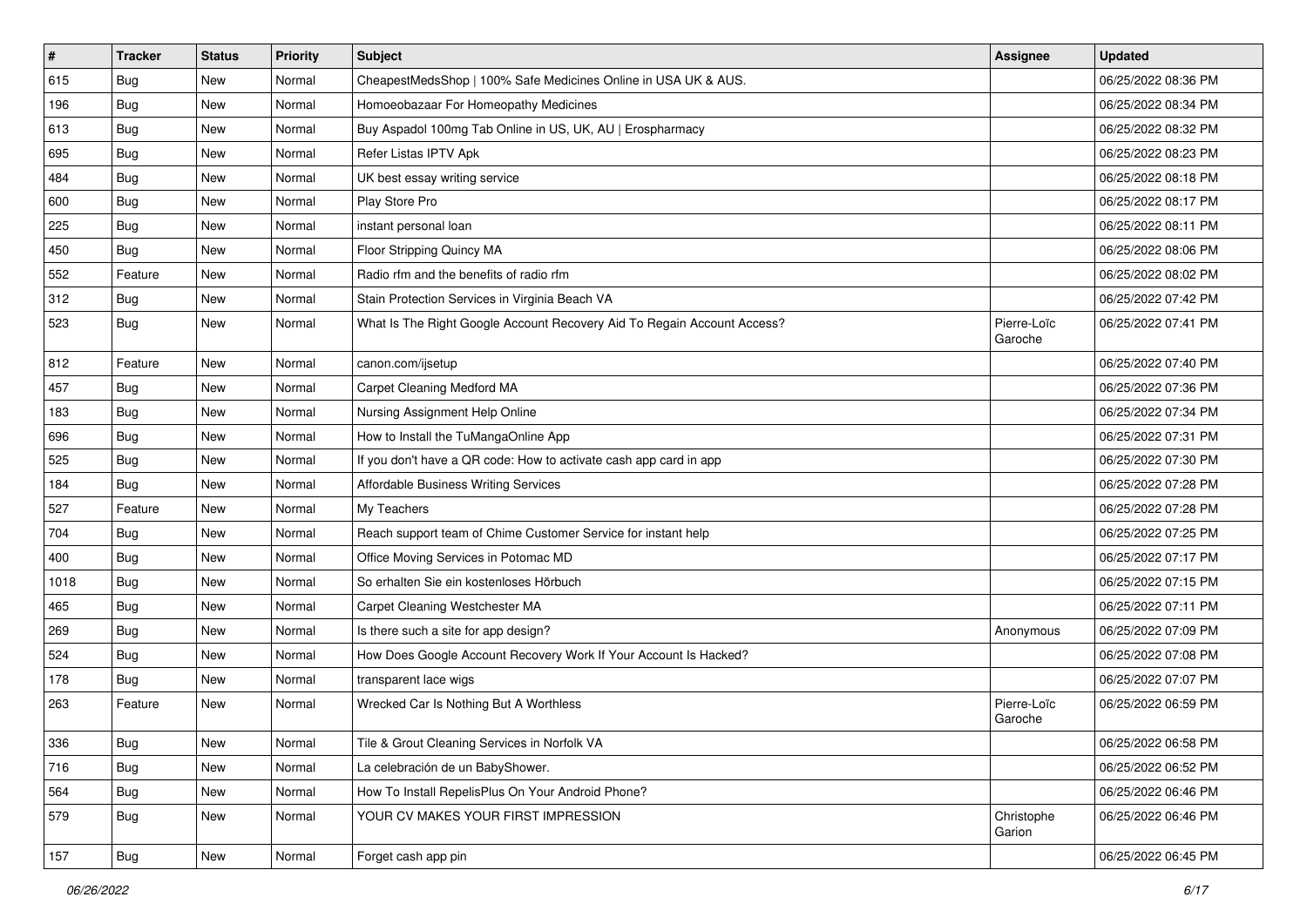| # | Tracker | Status | Priority | Subject | Assignee | Updated |
| --- | --- | --- | --- | --- | --- | --- |
| 615 | Bug | New | Normal | CheapestMedsShop \| 100% Safe Medicines Online in USA UK & AUS. | | 06/25/2022 08:36 PM |
| 196 | Bug | New | Normal | Homoeobazaar For Homeopathy Medicines | | 06/25/2022 08:34 PM |
| 613 | Bug | New | Normal | Buy Aspadol 100mg Tab Online in US, UK, AU \| Erospharmacy | | 06/25/2022 08:32 PM |
| 695 | Bug | New | Normal | Refer Listas IPTV Apk | | 06/25/2022 08:23 PM |
| 484 | Bug | New | Normal | UK best essay writing service | | 06/25/2022 08:18 PM |
| 600 | Bug | New | Normal | Play Store Pro | | 06/25/2022 08:17 PM |
| 225 | Bug | New | Normal | instant personal loan | | 06/25/2022 08:11 PM |
| 450 | Bug | New | Normal | Floor Stripping Quincy MA | | 06/25/2022 08:06 PM |
| 552 | Feature | New | Normal | Radio rfm and the benefits of radio rfm | | 06/25/2022 08:02 PM |
| 312 | Bug | New | Normal | Stain Protection Services in Virginia Beach VA | | 06/25/2022 07:42 PM |
| 523 | Bug | New | Normal | What Is The Right Google Account Recovery Aid To Regain Account Access? | Pierre-Loïc Garoche | 06/25/2022 07:41 PM |
| 812 | Feature | New | Normal | canon.com/ijsetup | | 06/25/2022 07:40 PM |
| 457 | Bug | New | Normal | Carpet Cleaning Medford MA | | 06/25/2022 07:36 PM |
| 183 | Bug | New | Normal | Nursing Assignment Help Online | | 06/25/2022 07:34 PM |
| 696 | Bug | New | Normal | How to Install the TuMangaOnline App | | 06/25/2022 07:31 PM |
| 525 | Bug | New | Normal | If you don't have a QR code: How to activate cash app card in app | | 06/25/2022 07:30 PM |
| 184 | Bug | New | Normal | Affordable Business Writing Services | | 06/25/2022 07:28 PM |
| 527 | Feature | New | Normal | My Teachers | | 06/25/2022 07:28 PM |
| 704 | Bug | New | Normal | Reach support team of Chime Customer Service for instant help | | 06/25/2022 07:25 PM |
| 400 | Bug | New | Normal | Office Moving Services in Potomac MD | | 06/25/2022 07:17 PM |
| 1018 | Bug | New | Normal | So erhalten Sie ein kostenloses Hörbuch | | 06/25/2022 07:15 PM |
| 465 | Bug | New | Normal | Carpet Cleaning Westchester MA | | 06/25/2022 07:11 PM |
| 269 | Bug | New | Normal | Is there such a site for app design? | Anonymous | 06/25/2022 07:09 PM |
| 524 | Bug | New | Normal | How Does Google Account Recovery Work If Your Account Is Hacked? | | 06/25/2022 07:08 PM |
| 178 | Bug | New | Normal | transparent lace wigs | | 06/25/2022 07:07 PM |
| 263 | Feature | New | Normal | Wrecked Car Is Nothing But A Worthless | Pierre-Loïc Garoche | 06/25/2022 06:59 PM |
| 336 | Bug | New | Normal | Tile & Grout Cleaning Services in Norfolk VA | | 06/25/2022 06:58 PM |
| 716 | Bug | New | Normal | La celebración de un BabyShower. | | 06/25/2022 06:52 PM |
| 564 | Bug | New | Normal | How To Install RepelisPlus On Your Android Phone? | | 06/25/2022 06:46 PM |
| 579 | Bug | New | Normal | YOUR CV MAKES YOUR FIRST IMPRESSION | Christophe Garion | 06/25/2022 06:46 PM |
| 157 | Bug | New | Normal | Forget cash app pin | | 06/25/2022 06:45 PM |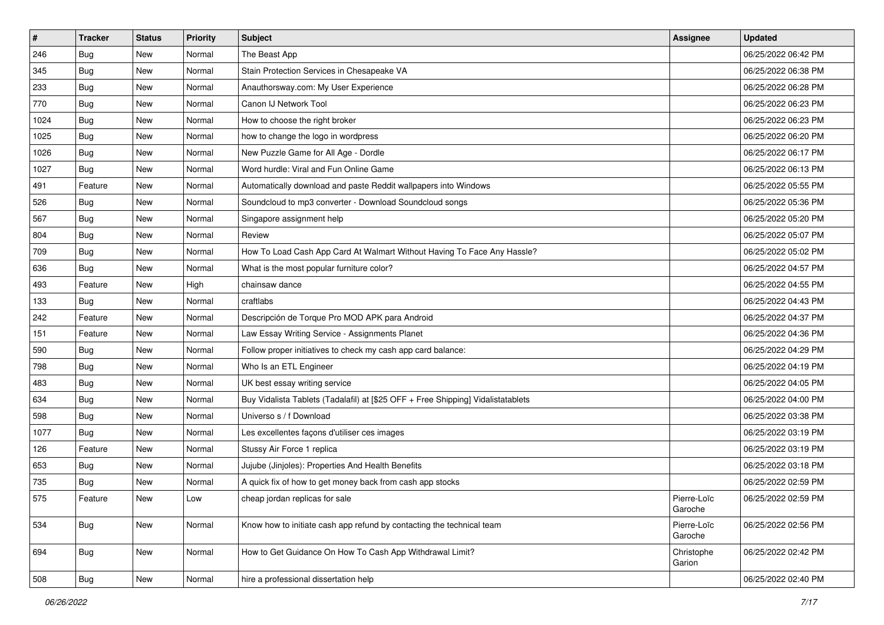| # | Tracker | Status | Priority | Subject | Assignee | Updated |
|---|---|---|---|---|---|---|
| 246 | Bug | New | Normal | The Beast App | | 06/25/2022 06:42 PM |
| 345 | Bug | New | Normal | Stain Protection Services in Chesapeake VA | | 06/25/2022 06:38 PM |
| 233 | Bug | New | Normal | Anauthorsway.com: My User Experience | | 06/25/2022 06:28 PM |
| 770 | Bug | New | Normal | Canon IJ Network Tool | | 06/25/2022 06:23 PM |
| 1024 | Bug | New | Normal | How to choose the right broker | | 06/25/2022 06:23 PM |
| 1025 | Bug | New | Normal | how to change the logo in wordpress | | 06/25/2022 06:20 PM |
| 1026 | Bug | New | Normal | New Puzzle Game for All Age - Dordle | | 06/25/2022 06:17 PM |
| 1027 | Bug | New | Normal | Word hurdle: Viral and Fun Online Game | | 06/25/2022 06:13 PM |
| 491 | Feature | New | Normal | Automatically download and paste Reddit wallpapers into Windows | | 06/25/2022 05:55 PM |
| 526 | Bug | New | Normal | Soundcloud to mp3 converter - Download Soundcloud songs | | 06/25/2022 05:36 PM |
| 567 | Bug | New | Normal | Singapore assignment help | | 06/25/2022 05:20 PM |
| 804 | Bug | New | Normal | Review | | 06/25/2022 05:07 PM |
| 709 | Bug | New | Normal | How To Load Cash App Card At Walmart Without Having To Face Any Hassle? | | 06/25/2022 05:02 PM |
| 636 | Bug | New | Normal | What is the most popular furniture color? | | 06/25/2022 04:57 PM |
| 493 | Feature | New | High | chainsaw dance | | 06/25/2022 04:55 PM |
| 133 | Bug | New | Normal | craftlabs | | 06/25/2022 04:43 PM |
| 242 | Feature | New | Normal | Descripción de Torque Pro MOD APK para Android | | 06/25/2022 04:37 PM |
| 151 | Feature | New | Normal | Law Essay Writing Service - Assignments Planet | | 06/25/2022 04:36 PM |
| 590 | Bug | New | Normal | Follow proper initiatives to check my cash app card balance: | | 06/25/2022 04:29 PM |
| 798 | Bug | New | Normal | Who Is an ETL Engineer | | 06/25/2022 04:19 PM |
| 483 | Bug | New | Normal | UK best essay writing service | | 06/25/2022 04:05 PM |
| 634 | Bug | New | Normal | Buy Vidalista Tablets (Tadalafil) at [$25 OFF + Free Shipping] Vidalistatablets | | 06/25/2022 04:00 PM |
| 598 | Bug | New | Normal | Universo s / f Download | | 06/25/2022 03:38 PM |
| 1077 | Bug | New | Normal | Les excellentes façons d'utiliser ces images | | 06/25/2022 03:19 PM |
| 126 | Feature | New | Normal | Stussy Air Force 1 replica | | 06/25/2022 03:19 PM |
| 653 | Bug | New | Normal | Jujube (Jinjoles): Properties And Health Benefits | | 06/25/2022 03:18 PM |
| 735 | Bug | New | Normal | A quick fix of how to get money back from cash app stocks | | 06/25/2022 02:59 PM |
| 575 | Feature | New | Low | cheap jordan replicas for sale | Pierre-Loïc Garoche | 06/25/2022 02:59 PM |
| 534 | Bug | New | Normal | Know how to initiate cash app refund by contacting the technical team | Pierre-Loïc Garoche | 06/25/2022 02:56 PM |
| 694 | Bug | New | Normal | How to Get Guidance On How To Cash App Withdrawal Limit? | Christophe Garion | 06/25/2022 02:42 PM |
| 508 | Bug | New | Normal | hire a professional dissertation help | | 06/25/2022 02:40 PM |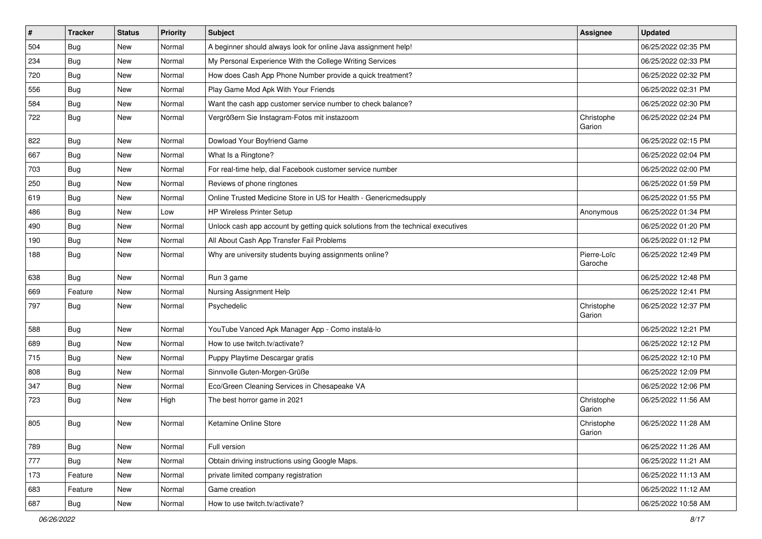| # | Tracker | Status | Priority | Subject | Assignee | Updated |
|---|---|---|---|---|---|---|
| 504 | Bug | New | Normal | A beginner should always look for online Java assignment help! | | 06/25/2022 02:35 PM |
| 234 | Bug | New | Normal | My Personal Experience With the College Writing Services | | 06/25/2022 02:33 PM |
| 720 | Bug | New | Normal | How does Cash App Phone Number provide a quick treatment? | | 06/25/2022 02:32 PM |
| 556 | Bug | New | Normal | Play Game Mod Apk With Your Friends | | 06/25/2022 02:31 PM |
| 584 | Bug | New | Normal | Want the cash app customer service number to check balance? | | 06/25/2022 02:30 PM |
| 722 | Bug | New | Normal | Vergrößern Sie Instagram-Fotos mit instazoom | Christophe Garion | 06/25/2022 02:24 PM |
| 822 | Bug | New | Normal | Dowload Your Boyfriend Game | | 06/25/2022 02:15 PM |
| 667 | Bug | New | Normal | What Is a Ringtone? | | 06/25/2022 02:04 PM |
| 703 | Bug | New | Normal | For real-time help, dial Facebook customer service number | | 06/25/2022 02:00 PM |
| 250 | Bug | New | Normal | Reviews of phone ringtones | | 06/25/2022 01:59 PM |
| 619 | Bug | New | Normal | Online Trusted Medicine Store in US for Health - Genericmedsupply | | 06/25/2022 01:55 PM |
| 486 | Bug | New | Low | HP Wireless Printer Setup | Anonymous | 06/25/2022 01:34 PM |
| 490 | Bug | New | Normal | Unlock cash app account by getting quick solutions from the technical executives | | 06/25/2022 01:20 PM |
| 190 | Bug | New | Normal | All About Cash App Transfer Fail Problems | | 06/25/2022 01:12 PM |
| 188 | Bug | New | Normal | Why are university students buying assignments online? | Pierre-Loïc Garoche | 06/25/2022 12:49 PM |
| 638 | Bug | New | Normal | Run 3 game | | 06/25/2022 12:48 PM |
| 669 | Feature | New | Normal | Nursing Assignment Help | | 06/25/2022 12:41 PM |
| 797 | Bug | New | Normal | Psychedelic | Christophe Garion | 06/25/2022 12:37 PM |
| 588 | Bug | New | Normal | YouTube Vanced Apk Manager App - Como instalá-lo | | 06/25/2022 12:21 PM |
| 689 | Bug | New | Normal | How to use twitch.tv/activate? | | 06/25/2022 12:12 PM |
| 715 | Bug | New | Normal | Puppy Playtime Descargar gratis | | 06/25/2022 12:10 PM |
| 808 | Bug | New | Normal | Sinnvolle Guten-Morgen-Grüße | | 06/25/2022 12:09 PM |
| 347 | Bug | New | Normal | Eco/Green Cleaning Services in Chesapeake VA | | 06/25/2022 12:06 PM |
| 723 | Bug | New | High | The best horror game in 2021 | Christophe Garion | 06/25/2022 11:56 AM |
| 805 | Bug | New | Normal | Ketamine Online Store | Christophe Garion | 06/25/2022 11:28 AM |
| 789 | Bug | New | Normal | Full version | | 06/25/2022 11:26 AM |
| 777 | Bug | New | Normal | Obtain driving instructions using Google Maps. | | 06/25/2022 11:21 AM |
| 173 | Feature | New | Normal | private limited company registration | | 06/25/2022 11:13 AM |
| 683 | Feature | New | Normal | Game creation | | 06/25/2022 11:12 AM |
| 687 | Bug | New | Normal | How to use twitch.tv/activate? | | 06/25/2022 10:58 AM |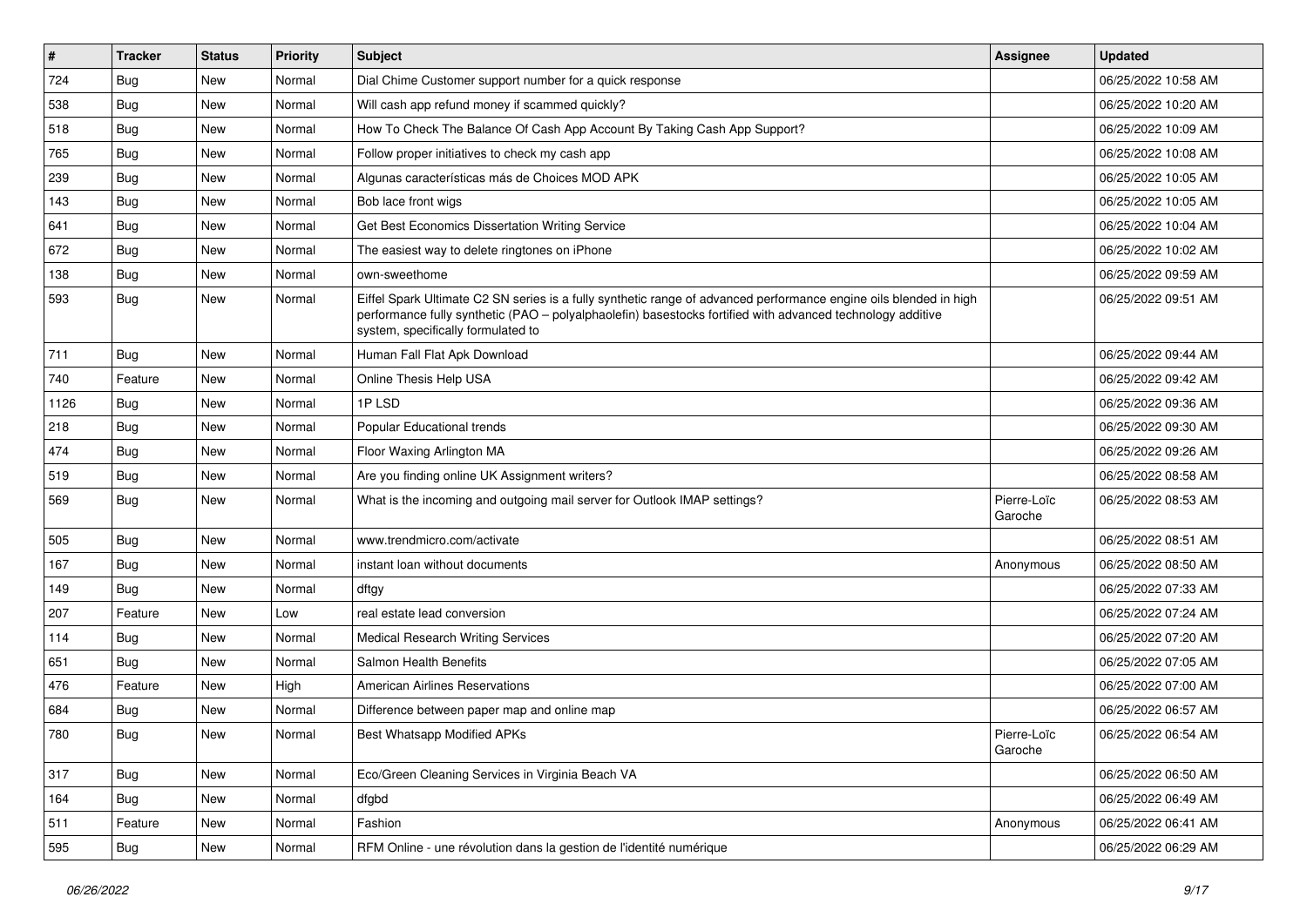| # | Tracker | Status | Priority | Subject | Assignee | Updated |
|---|---|---|---|---|---|---|
| 724 | Bug | New | Normal | Dial Chime Customer support number for a quick response | | 06/25/2022 10:58 AM |
| 538 | Bug | New | Normal | Will cash app refund money if scammed quickly? | | 06/25/2022 10:20 AM |
| 518 | Bug | New | Normal | How To Check The Balance Of Cash App Account By Taking Cash App Support? | | 06/25/2022 10:09 AM |
| 765 | Bug | New | Normal | Follow proper initiatives to check my cash app | | 06/25/2022 10:08 AM |
| 239 | Bug | New | Normal | Algunas características más de Choices MOD APK | | 06/25/2022 10:05 AM |
| 143 | Bug | New | Normal | Bob lace front wigs | | 06/25/2022 10:05 AM |
| 641 | Bug | New | Normal | Get Best Economics Dissertation Writing Service | | 06/25/2022 10:04 AM |
| 672 | Bug | New | Normal | The easiest way to delete ringtones on iPhone | | 06/25/2022 10:02 AM |
| 138 | Bug | New | Normal | own-sweethome | | 06/25/2022 09:59 AM |
| 593 | Bug | New | Normal | Eiffel Spark Ultimate C2 SN series is a fully synthetic range of advanced performance engine oils blended in high performance fully synthetic (PAO – polyalphaolefin) basestocks fortified with advanced technology additive system, specifically formulated to | | 06/25/2022 09:51 AM |
| 711 | Bug | New | Normal | Human Fall Flat Apk Download | | 06/25/2022 09:44 AM |
| 740 | Feature | New | Normal | Online Thesis Help USA | | 06/25/2022 09:42 AM |
| 1126 | Bug | New | Normal | 1P LSD | | 06/25/2022 09:36 AM |
| 218 | Bug | New | Normal | Popular Educational trends | | 06/25/2022 09:30 AM |
| 474 | Bug | New | Normal | Floor Waxing Arlington MA | | 06/25/2022 09:26 AM |
| 519 | Bug | New | Normal | Are you finding online UK Assignment writers? | | 06/25/2022 08:58 AM |
| 569 | Bug | New | Normal | What is the incoming and outgoing mail server for Outlook IMAP settings? | Pierre-Loïc Garoche | 06/25/2022 08:53 AM |
| 505 | Bug | New | Normal | www.trendmicro.com/activate | | 06/25/2022 08:51 AM |
| 167 | Bug | New | Normal | instant loan without documents | Anonymous | 06/25/2022 08:50 AM |
| 149 | Bug | New | Normal | dftgy | | 06/25/2022 07:33 AM |
| 207 | Feature | New | Low | real estate lead conversion | | 06/25/2022 07:24 AM |
| 114 | Bug | New | Normal | Medical Research Writing Services | | 06/25/2022 07:20 AM |
| 651 | Bug | New | Normal | Salmon Health Benefits | | 06/25/2022 07:05 AM |
| 476 | Feature | New | High | American Airlines Reservations | | 06/25/2022 07:00 AM |
| 684 | Bug | New | Normal | Difference between paper map and online map | | 06/25/2022 06:57 AM |
| 780 | Bug | New | Normal | Best Whatsapp Modified APKs | Pierre-Loïc Garoche | 06/25/2022 06:54 AM |
| 317 | Bug | New | Normal | Eco/Green Cleaning Services in Virginia Beach VA | | 06/25/2022 06:50 AM |
| 164 | Bug | New | Normal | dfgbd | | 06/25/2022 06:49 AM |
| 511 | Feature | New | Normal | Fashion | Anonymous | 06/25/2022 06:41 AM |
| 595 | Bug | New | Normal | RFM Online - une révolution dans la gestion de l'identité numérique | | 06/25/2022 06:29 AM |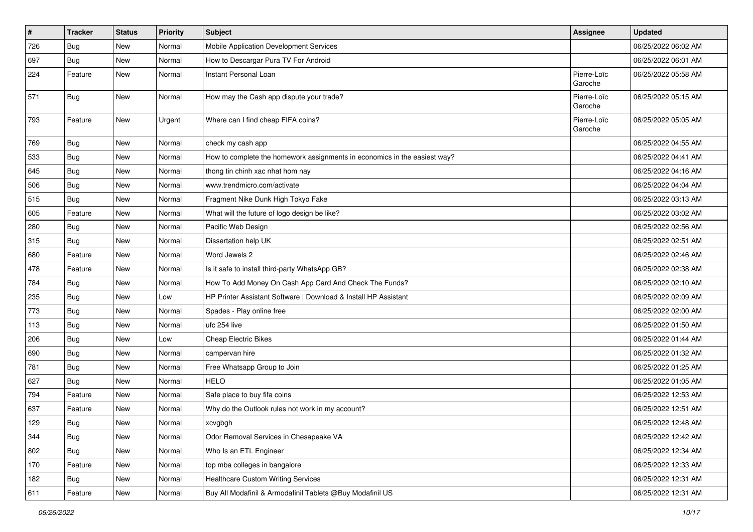| # | Tracker | Status | Priority | Subject | Assignee | Updated |
|---|---|---|---|---|---|---|
| 726 | Bug | New | Normal | Mobile Application Development Services | | 06/25/2022 06:02 AM |
| 697 | Bug | New | Normal | How to Descargar Pura TV For Android | | 06/25/2022 06:01 AM |
| 224 | Feature | New | Normal | Instant Personal Loan | Pierre-Loïc Garoche | 06/25/2022 05:58 AM |
| 571 | Bug | New | Normal | How may the Cash app dispute your trade? | Pierre-Loïc Garoche | 06/25/2022 05:15 AM |
| 793 | Feature | New | Urgent | Where can I find cheap FIFA coins? | Pierre-Loïc Garoche | 06/25/2022 05:05 AM |
| 769 | Bug | New | Normal | check my cash app | | 06/25/2022 04:55 AM |
| 533 | Bug | New | Normal | How to complete the homework assignments in economics in the easiest way? | | 06/25/2022 04:41 AM |
| 645 | Bug | New | Normal | thong tin chinh xac nhat hom nay | | 06/25/2022 04:16 AM |
| 506 | Bug | New | Normal | www.trendmicro.com/activate | | 06/25/2022 04:04 AM |
| 515 | Bug | New | Normal | Fragment Nike Dunk High Tokyo Fake | | 06/25/2022 03:13 AM |
| 605 | Feature | New | Normal | What will the future of logo design be like? | | 06/25/2022 03:02 AM |
| 280 | Bug | New | Normal | Pacific Web Design | | 06/25/2022 02:56 AM |
| 315 | Bug | New | Normal | Dissertation help UK | | 06/25/2022 02:51 AM |
| 680 | Feature | New | Normal | Word Jewels 2 | | 06/25/2022 02:46 AM |
| 478 | Feature | New | Normal | Is it safe to install third-party WhatsApp GB? | | 06/25/2022 02:38 AM |
| 784 | Bug | New | Normal | How To Add Money On Cash App Card And Check The Funds? | | 06/25/2022 02:10 AM |
| 235 | Bug | New | Low | HP Printer Assistant Software \| Download & Install HP Assistant | | 06/25/2022 02:09 AM |
| 773 | Bug | New | Normal | Spades - Play online free | | 06/25/2022 02:00 AM |
| 113 | Bug | New | Normal | ufc 254 live | | 06/25/2022 01:50 AM |
| 206 | Bug | New | Low | Cheap Electric Bikes | | 06/25/2022 01:44 AM |
| 690 | Bug | New | Normal | campervan hire | | 06/25/2022 01:32 AM |
| 781 | Bug | New | Normal | Free Whatsapp Group to Join | | 06/25/2022 01:25 AM |
| 627 | Bug | New | Normal | HELO | | 06/25/2022 01:05 AM |
| 794 | Feature | New | Normal | Safe place to buy fifa coins | | 06/25/2022 12:53 AM |
| 637 | Feature | New | Normal | Why do the Outlook rules not work in my account? | | 06/25/2022 12:51 AM |
| 129 | Bug | New | Normal | xcvgbgh | | 06/25/2022 12:48 AM |
| 344 | Bug | New | Normal | Odor Removal Services in Chesapeake VA | | 06/25/2022 12:42 AM |
| 802 | Bug | New | Normal | Who Is an ETL Engineer | | 06/25/2022 12:34 AM |
| 170 | Feature | New | Normal | top mba colleges in bangalore | | 06/25/2022 12:33 AM |
| 182 | Bug | New | Normal | Healthcare Custom Writing Services | | 06/25/2022 12:31 AM |
| 611 | Feature | New | Normal | Buy All Modafinil & Armodafinil Tablets @Buy Modafinil US | | 06/25/2022 12:31 AM |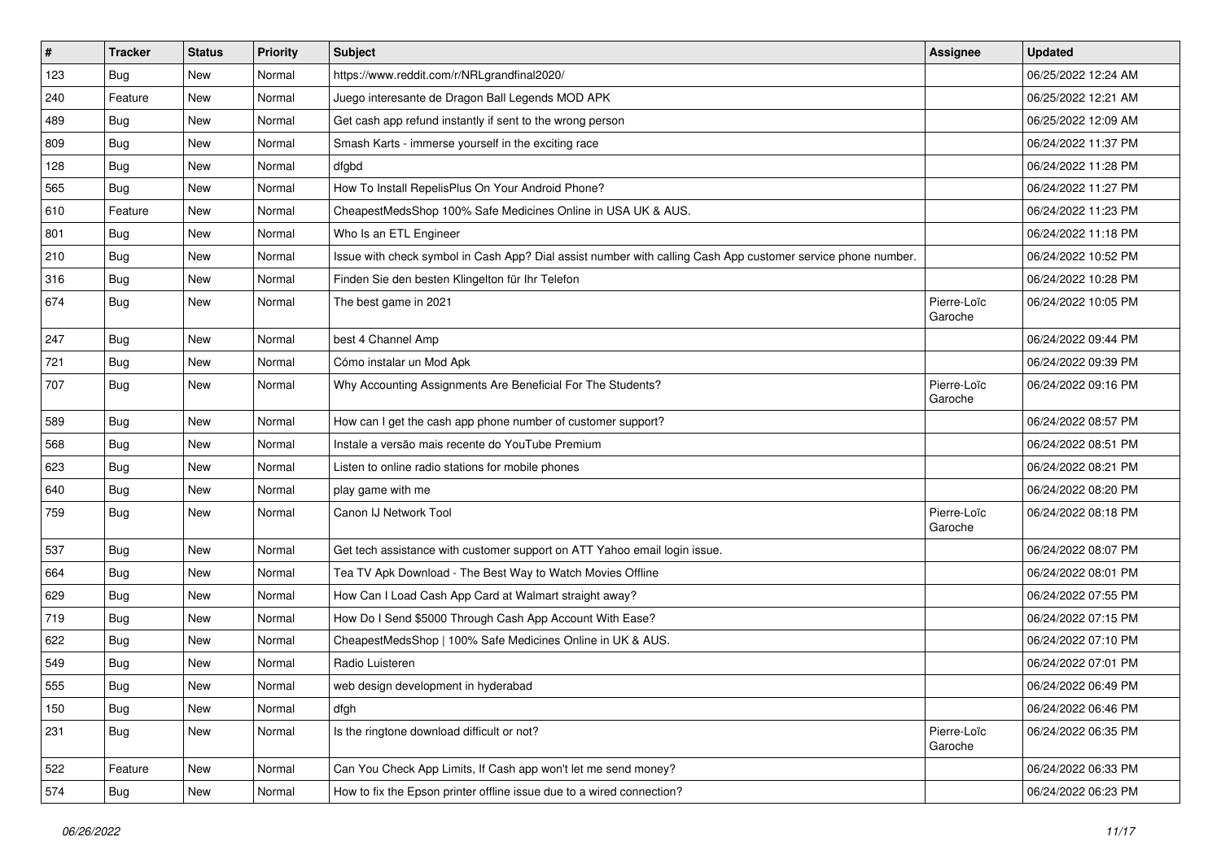| # | Tracker | Status | Priority | Subject | Assignee | Updated |
|---|---|---|---|---|---|---|
| 123 | Bug | New | Normal | https://www.reddit.com/r/NRLgrandfinal2020/ | | 06/25/2022 12:24 AM |
| 240 | Feature | New | Normal | Juego interesante de Dragon Ball Legends MOD APK | | 06/25/2022 12:21 AM |
| 489 | Bug | New | Normal | Get cash app refund instantly if sent to the wrong person | | 06/25/2022 12:09 AM |
| 809 | Bug | New | Normal | Smash Karts - immerse yourself in the exciting race | | 06/24/2022 11:37 PM |
| 128 | Bug | New | Normal | dfgbd | | 06/24/2022 11:28 PM |
| 565 | Bug | New | Normal | How To Install RepelisPlus On Your Android Phone? | | 06/24/2022 11:27 PM |
| 610 | Feature | New | Normal | CheapestMedsShop 100% Safe Medicines Online in USA UK & AUS. | | 06/24/2022 11:23 PM |
| 801 | Bug | New | Normal | Who Is an ETL Engineer | | 06/24/2022 11:18 PM |
| 210 | Bug | New | Normal | Issue with check symbol in Cash App? Dial assist number with calling Cash App customer service phone number. | | 06/24/2022 10:52 PM |
| 316 | Bug | New | Normal | Finden Sie den besten Klingelton für Ihr Telefon | | 06/24/2022 10:28 PM |
| 674 | Bug | New | Normal | The best game in 2021 | Pierre-Loïc Garoche | 06/24/2022 10:05 PM |
| 247 | Bug | New | Normal | best 4 Channel Amp | | 06/24/2022 09:44 PM |
| 721 | Bug | New | Normal | Cómo instalar un Mod Apk | | 06/24/2022 09:39 PM |
| 707 | Bug | New | Normal | Why Accounting Assignments Are Beneficial For The Students? | Pierre-Loïc Garoche | 06/24/2022 09:16 PM |
| 589 | Bug | New | Normal | How can I get the cash app phone number of customer support? | | 06/24/2022 08:57 PM |
| 568 | Bug | New | Normal | Instale a versão mais recente do YouTube Premium | | 06/24/2022 08:51 PM |
| 623 | Bug | New | Normal | Listen to online radio stations for mobile phones | | 06/24/2022 08:21 PM |
| 640 | Bug | New | Normal | play game with me | | 06/24/2022 08:20 PM |
| 759 | Bug | New | Normal | Canon IJ Network Tool | Pierre-Loïc Garoche | 06/24/2022 08:18 PM |
| 537 | Bug | New | Normal | Get tech assistance with customer support on ATT Yahoo email login issue. | | 06/24/2022 08:07 PM |
| 664 | Bug | New | Normal | Tea TV Apk Download - The Best Way to Watch Movies Offline | | 06/24/2022 08:01 PM |
| 629 | Bug | New | Normal | How Can I Load Cash App Card at Walmart straight away? | | 06/24/2022 07:55 PM |
| 719 | Bug | New | Normal | How Do I Send $5000 Through Cash App Account With Ease? | | 06/24/2022 07:15 PM |
| 622 | Bug | New | Normal | CheapestMedsShop \| 100% Safe Medicines Online in UK & AUS. | | 06/24/2022 07:10 PM |
| 549 | Bug | New | Normal | Radio Luisteren | | 06/24/2022 07:01 PM |
| 555 | Bug | New | Normal | web design development in hyderabad | | 06/24/2022 06:49 PM |
| 150 | Bug | New | Normal | dfgh | | 06/24/2022 06:46 PM |
| 231 | Bug | New | Normal | Is the ringtone download difficult or not? | Pierre-Loïc Garoche | 06/24/2022 06:35 PM |
| 522 | Feature | New | Normal | Can You Check App Limits, If Cash app won't let me send money? | | 06/24/2022 06:33 PM |
| 574 | Bug | New | Normal | How to fix the Epson printer offline issue due to a wired connection? | | 06/24/2022 06:23 PM |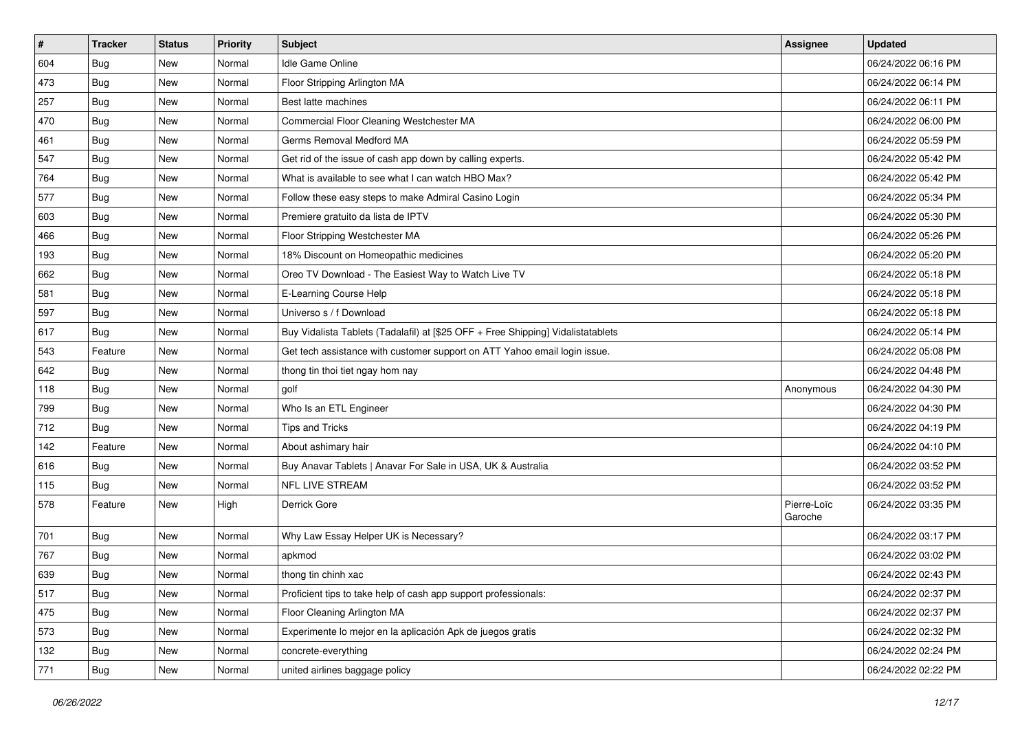| # | Tracker | Status | Priority | Subject | Assignee | Updated |
|---|---|---|---|---|---|---|
| 604 | Bug | New | Normal | Idle Game Online | | 06/24/2022 06:16 PM |
| 473 | Bug | New | Normal | Floor Stripping Arlington MA | | 06/24/2022 06:14 PM |
| 257 | Bug | New | Normal | Best latte machines | | 06/24/2022 06:11 PM |
| 470 | Bug | New | Normal | Commercial Floor Cleaning Westchester MA | | 06/24/2022 06:00 PM |
| 461 | Bug | New | Normal | Germs Removal Medford MA | | 06/24/2022 05:59 PM |
| 547 | Bug | New | Normal | Get rid of the issue of cash app down by calling experts. | | 06/24/2022 05:42 PM |
| 764 | Bug | New | Normal | What is available to see what I can watch HBO Max? | | 06/24/2022 05:42 PM |
| 577 | Bug | New | Normal | Follow these easy steps to make Admiral Casino Login | | 06/24/2022 05:34 PM |
| 603 | Bug | New | Normal | Premiere gratuito da lista de IPTV | | 06/24/2022 05:30 PM |
| 466 | Bug | New | Normal | Floor Stripping Westchester MA | | 06/24/2022 05:26 PM |
| 193 | Bug | New | Normal | 18% Discount on Homeopathic medicines | | 06/24/2022 05:20 PM |
| 662 | Bug | New | Normal | Oreo TV Download - The Easiest Way to Watch Live TV | | 06/24/2022 05:18 PM |
| 581 | Bug | New | Normal | E-Learning Course Help | | 06/24/2022 05:18 PM |
| 597 | Bug | New | Normal | Universo s / f Download | | 06/24/2022 05:18 PM |
| 617 | Bug | New | Normal | Buy Vidalista Tablets (Tadalafil) at [$25 OFF + Free Shipping] Vidalistatablets | | 06/24/2022 05:14 PM |
| 543 | Feature | New | Normal | Get tech assistance with customer support on ATT Yahoo email login issue. | | 06/24/2022 05:08 PM |
| 642 | Bug | New | Normal | thong tin thoi tiet ngay hom nay | | 06/24/2022 04:48 PM |
| 118 | Bug | New | Normal | golf | Anonymous | 06/24/2022 04:30 PM |
| 799 | Bug | New | Normal | Who Is an ETL Engineer | | 06/24/2022 04:30 PM |
| 712 | Bug | New | Normal | Tips and Tricks | | 06/24/2022 04:19 PM |
| 142 | Feature | New | Normal | About ashimary hair | | 06/24/2022 04:10 PM |
| 616 | Bug | New | Normal | Buy Anavar Tablets \| Anavar For Sale in USA, UK & Australia | | 06/24/2022 03:52 PM |
| 115 | Bug | New | Normal | NFL LIVE STREAM | | 06/24/2022 03:52 PM |
| 578 | Feature | New | High | Derrick Gore | Pierre-Loïc Garoche | 06/24/2022 03:35 PM |
| 701 | Bug | New | Normal | Why Law Essay Helper UK is Necessary? | | 06/24/2022 03:17 PM |
| 767 | Bug | New | Normal | apkmod | | 06/24/2022 03:02 PM |
| 639 | Bug | New | Normal | thong tin chinh xac | | 06/24/2022 02:43 PM |
| 517 | Bug | New | Normal | Proficient tips to take help of cash app support professionals: | | 06/24/2022 02:37 PM |
| 475 | Bug | New | Normal | Floor Cleaning Arlington MA | | 06/24/2022 02:37 PM |
| 573 | Bug | New | Normal | Experimente lo mejor en la aplicación Apk de juegos gratis | | 06/24/2022 02:32 PM |
| 132 | Bug | New | Normal | concrete-everything | | 06/24/2022 02:24 PM |
| 771 | Bug | New | Normal | united airlines baggage policy | | 06/24/2022 02:22 PM |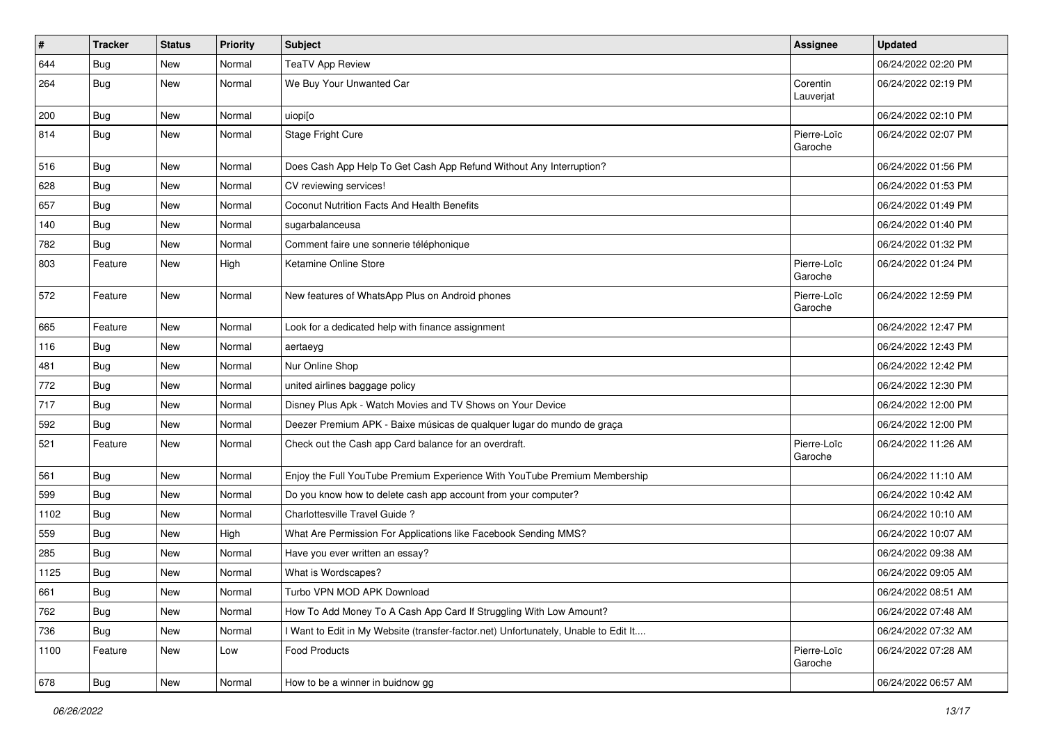| # | Tracker | Status | Priority | Subject | Assignee | Updated |
|---|---|---|---|---|---|---|
| 644 | Bug | New | Normal | TeaTV App Review | | 06/24/2022 02:20 PM |
| 264 | Bug | New | Normal | We Buy Your Unwanted Car | Corentin Lauverjat | 06/24/2022 02:19 PM |
| 200 | Bug | New | Normal | uiopi[o | | 06/24/2022 02:10 PM |
| 814 | Bug | New | Normal | Stage Fright Cure | Pierre-Loïc Garoche | 06/24/2022 02:07 PM |
| 516 | Bug | New | Normal | Does Cash App Help To Get Cash App Refund Without Any Interruption? | | 06/24/2022 01:56 PM |
| 628 | Bug | New | Normal | CV reviewing services! | | 06/24/2022 01:53 PM |
| 657 | Bug | New | Normal | Coconut Nutrition Facts And Health Benefits | | 06/24/2022 01:49 PM |
| 140 | Bug | New | Normal | sugarbalanceusa | | 06/24/2022 01:40 PM |
| 782 | Bug | New | Normal | Comment faire une sonnerie téléphonique | | 06/24/2022 01:32 PM |
| 803 | Feature | New | High | Ketamine Online Store | Pierre-Loïc Garoche | 06/24/2022 01:24 PM |
| 572 | Feature | New | Normal | New features of WhatsApp Plus on Android phones | Pierre-Loïc Garoche | 06/24/2022 12:59 PM |
| 665 | Feature | New | Normal | Look for a dedicated help with finance assignment | | 06/24/2022 12:47 PM |
| 116 | Bug | New | Normal | aertaeyg | | 06/24/2022 12:43 PM |
| 481 | Bug | New | Normal | Nur Online Shop | | 06/24/2022 12:42 PM |
| 772 | Bug | New | Normal | united airlines baggage policy | | 06/24/2022 12:30 PM |
| 717 | Bug | New | Normal | Disney Plus Apk - Watch Movies and TV Shows on Your Device | | 06/24/2022 12:00 PM |
| 592 | Bug | New | Normal | Deezer Premium APK - Baixe músicas de qualquer lugar do mundo de graça | | 06/24/2022 12:00 PM |
| 521 | Feature | New | Normal | Check out the Cash app Card balance for an overdraft. | Pierre-Loïc Garoche | 06/24/2022 11:26 AM |
| 561 | Bug | New | Normal | Enjoy the Full YouTube Premium Experience With YouTube Premium Membership | | 06/24/2022 11:10 AM |
| 599 | Bug | New | Normal | Do you know how to delete cash app account from your computer? | | 06/24/2022 10:42 AM |
| 1102 | Bug | New | Normal | Charlottesville Travel Guide ? | | 06/24/2022 10:10 AM |
| 559 | Bug | New | High | What Are Permission For Applications like Facebook Sending MMS? | | 06/24/2022 10:07 AM |
| 285 | Bug | New | Normal | Have you ever written an essay? | | 06/24/2022 09:38 AM |
| 1125 | Bug | New | Normal | What is Wordscapes? | | 06/24/2022 09:05 AM |
| 661 | Bug | New | Normal | Turbo VPN MOD APK Download | | 06/24/2022 08:51 AM |
| 762 | Bug | New | Normal | How To Add Money To A Cash App Card If Struggling With Low Amount? | | 06/24/2022 07:48 AM |
| 736 | Bug | New | Normal | I Want to Edit in My Website (transfer-factor.net) Unfortunately, Unable to Edit It.... | | 06/24/2022 07:32 AM |
| 1100 | Feature | New | Low | Food Products | Pierre-Loïc Garoche | 06/24/2022 07:28 AM |
| 678 | Bug | New | Normal | How to be a winner in buidnow gg | | 06/24/2022 06:57 AM |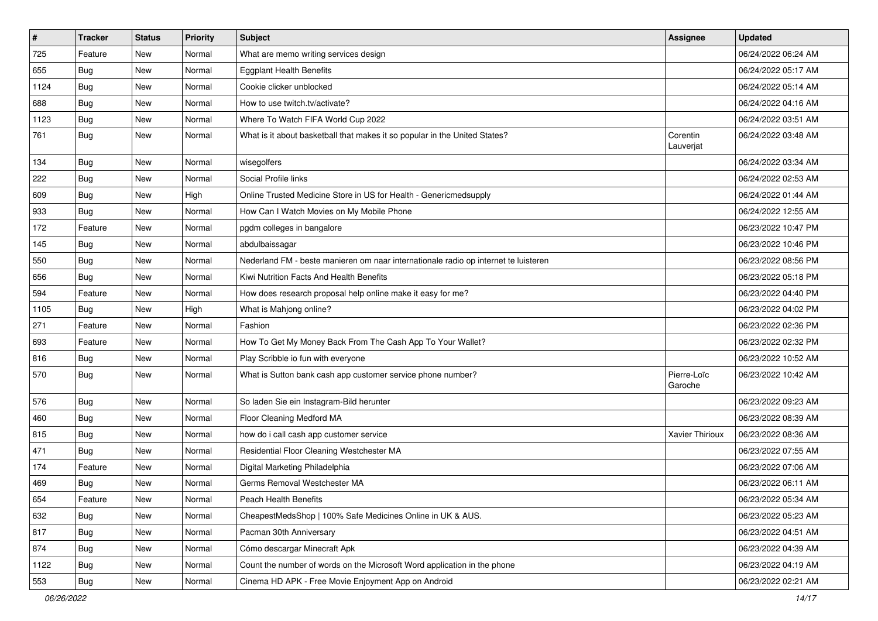| # | Tracker | Status | Priority | Subject | Assignee | Updated |
|---|---|---|---|---|---|---|
| 725 | Feature | New | Normal | What are memo writing services design | | 06/24/2022 06:24 AM |
| 655 | Bug | New | Normal | Eggplant Health Benefits | | 06/24/2022 05:17 AM |
| 1124 | Bug | New | Normal | Cookie clicker unblocked | | 06/24/2022 05:14 AM |
| 688 | Bug | New | Normal | How to use twitch.tv/activate? | | 06/24/2022 04:16 AM |
| 1123 | Bug | New | Normal | Where To Watch FIFA World Cup 2022 | | 06/24/2022 03:51 AM |
| 761 | Bug | New | Normal | What is it about basketball that makes it so popular in the United States? | Corentin Lauverjat | 06/24/2022 03:48 AM |
| 134 | Bug | New | Normal | wisegolfers | | 06/24/2022 03:34 AM |
| 222 | Bug | New | Normal | Social Profile links | | 06/24/2022 02:53 AM |
| 609 | Bug | New | High | Online Trusted Medicine Store in US for Health - Genericmedsupply | | 06/24/2022 01:44 AM |
| 933 | Bug | New | Normal | How Can I Watch Movies on My Mobile Phone | | 06/24/2022 12:55 AM |
| 172 | Feature | New | Normal | pgdm colleges in bangalore | | 06/23/2022 10:47 PM |
| 145 | Bug | New | Normal | abdulbaissagar | | 06/23/2022 10:46 PM |
| 550 | Bug | New | Normal | Nederland FM - beste manieren om naar internationale radio op internet te luisteren | | 06/23/2022 08:56 PM |
| 656 | Bug | New | Normal | Kiwi Nutrition Facts And Health Benefits | | 06/23/2022 05:18 PM |
| 594 | Feature | New | Normal | How does research proposal help online make it easy for me? | | 06/23/2022 04:40 PM |
| 1105 | Bug | New | High | What is Mahjong online? | | 06/23/2022 04:02 PM |
| 271 | Feature | New | Normal | Fashion | | 06/23/2022 02:36 PM |
| 693 | Feature | New | Normal | How To Get My Money Back From The Cash App To Your Wallet? | | 06/23/2022 02:32 PM |
| 816 | Bug | New | Normal | Play Scribble io fun with everyone | | 06/23/2022 10:52 AM |
| 570 | Bug | New | Normal | What is Sutton bank cash app customer service phone number? | Pierre-Loïc Garoche | 06/23/2022 10:42 AM |
| 576 | Bug | New | Normal | So laden Sie ein Instagram-Bild herunter | | 06/23/2022 09:23 AM |
| 460 | Bug | New | Normal | Floor Cleaning Medford MA | | 06/23/2022 08:39 AM |
| 815 | Bug | New | Normal | how do i call cash app customer service | Xavier Thirioux | 06/23/2022 08:36 AM |
| 471 | Bug | New | Normal | Residential Floor Cleaning Westchester MA | | 06/23/2022 07:55 AM |
| 174 | Feature | New | Normal | Digital Marketing Philadelphia | | 06/23/2022 07:06 AM |
| 469 | Bug | New | Normal | Germs Removal Westchester MA | | 06/23/2022 06:11 AM |
| 654 | Feature | New | Normal | Peach Health Benefits | | 06/23/2022 05:34 AM |
| 632 | Bug | New | Normal | CheapestMedsShop \| 100% Safe Medicines Online in UK & AUS. | | 06/23/2022 05:23 AM |
| 817 | Bug | New | Normal | Pacman 30th Anniversary | | 06/23/2022 04:51 AM |
| 874 | Bug | New | Normal | Cómo descargar Minecraft Apk | | 06/23/2022 04:39 AM |
| 1122 | Bug | New | Normal | Count the number of words on the Microsoft Word application in the phone | | 06/23/2022 04:19 AM |
| 553 | Bug | New | Normal | Cinema HD APK - Free Movie Enjoyment App on Android | | 06/23/2022 02:21 AM |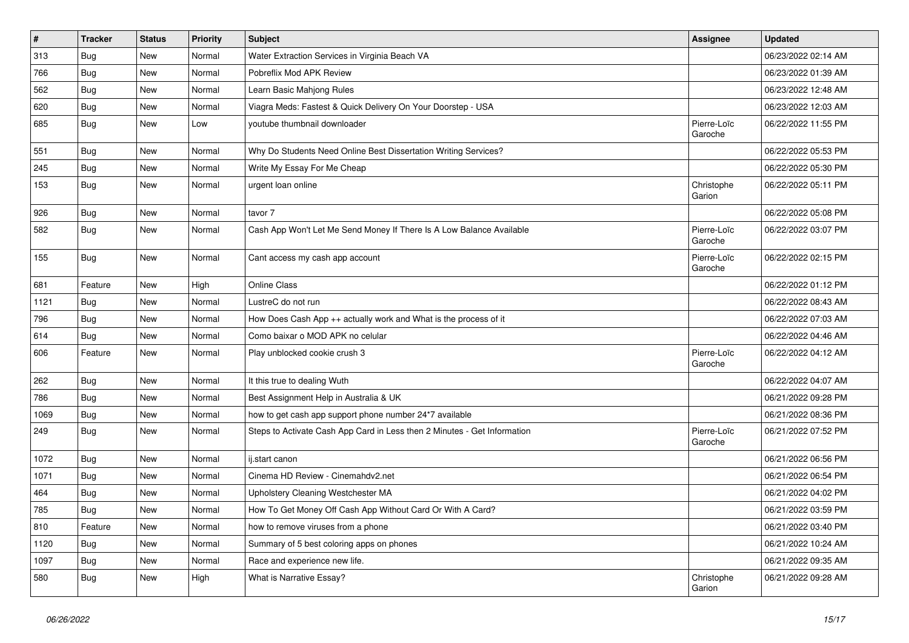| # | Tracker | Status | Priority | Subject | Assignee | Updated |
|---|---|---|---|---|---|---|
| 313 | Bug | New | Normal | Water Extraction Services in Virginia Beach VA | | 06/23/2022 02:14 AM |
| 766 | Bug | New | Normal | Pobreflix Mod APK Review | | 06/23/2022 01:39 AM |
| 562 | Bug | New | Normal | Learn Basic Mahjong Rules | | 06/23/2022 12:48 AM |
| 620 | Bug | New | Normal | Viagra Meds: Fastest & Quick Delivery On Your Doorstep - USA | | 06/23/2022 12:03 AM |
| 685 | Bug | New | Low | youtube thumbnail downloader | Pierre-Loïc Garoche | 06/22/2022 11:55 PM |
| 551 | Bug | New | Normal | Why Do Students Need Online Best Dissertation Writing Services? | | 06/22/2022 05:53 PM |
| 245 | Bug | New | Normal | Write My Essay For Me Cheap | | 06/22/2022 05:30 PM |
| 153 | Bug | New | Normal | urgent loan online | Christophe Garion | 06/22/2022 05:11 PM |
| 926 | Bug | New | Normal | tavor 7 | | 06/22/2022 05:08 PM |
| 582 | Bug | New | Normal | Cash App Won't Let Me Send Money If There Is A Low Balance Available | Pierre-Loïc Garoche | 06/22/2022 03:07 PM |
| 155 | Bug | New | Normal | Cant access my cash app account | Pierre-Loïc Garoche | 06/22/2022 02:15 PM |
| 681 | Feature | New | High | Online Class | | 06/22/2022 01:12 PM |
| 1121 | Bug | New | Normal | LustreC do not run | | 06/22/2022 08:43 AM |
| 796 | Bug | New | Normal | How Does Cash App ++ actually work and What is the process of it | | 06/22/2022 07:03 AM |
| 614 | Bug | New | Normal | Como baixar o MOD APK no celular | | 06/22/2022 04:46 AM |
| 606 | Feature | New | Normal | Play unblocked cookie crush 3 | Pierre-Loïc Garoche | 06/22/2022 04:12 AM |
| 262 | Bug | New | Normal | It this true to dealing Wuth | | 06/22/2022 04:07 AM |
| 786 | Bug | New | Normal | Best Assignment Help in Australia & UK | | 06/21/2022 09:28 PM |
| 1069 | Bug | New | Normal | how to get cash app support phone number 24*7 available | | 06/21/2022 08:36 PM |
| 249 | Bug | New | Normal | Steps to Activate Cash App Card in Less then 2 Minutes - Get Information | Pierre-Loïc Garoche | 06/21/2022 07:52 PM |
| 1072 | Bug | New | Normal | ij.start canon | | 06/21/2022 06:56 PM |
| 1071 | Bug | New | Normal | Cinema HD Review - Cinemahdv2.net | | 06/21/2022 06:54 PM |
| 464 | Bug | New | Normal | Upholstery Cleaning Westchester MA | | 06/21/2022 04:02 PM |
| 785 | Bug | New | Normal | How To Get Money Off Cash App Without Card Or With A Card? | | 06/21/2022 03:59 PM |
| 810 | Feature | New | Normal | how to remove viruses from a phone | | 06/21/2022 03:40 PM |
| 1120 | Bug | New | Normal | Summary of 5 best coloring apps on phones | | 06/21/2022 10:24 AM |
| 1097 | Bug | New | Normal | Race and experience new life. | | 06/21/2022 09:35 AM |
| 580 | Bug | New | High | What is Narrative Essay? | Christophe Garion | 06/21/2022 09:28 AM |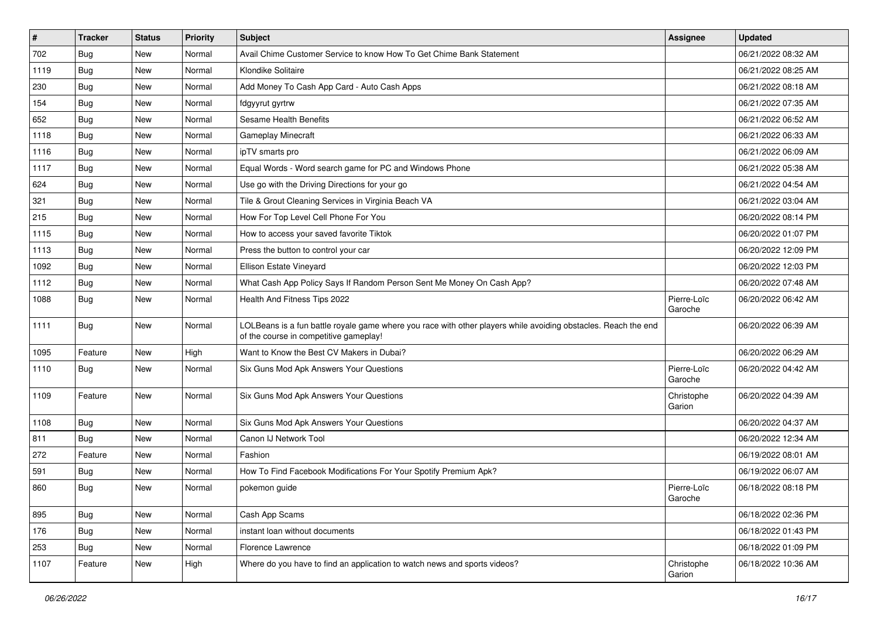| # | Tracker | Status | Priority | Subject | Assignee | Updated |
|---|---|---|---|---|---|---|
| 702 | Bug | New | Normal | Avail Chime Customer Service to know How To Get Chime Bank Statement | | 06/21/2022 08:32 AM |
| 1119 | Bug | New | Normal | Klondike Solitaire | | 06/21/2022 08:25 AM |
| 230 | Bug | New | Normal | Add Money To Cash App Card - Auto Cash Apps | | 06/21/2022 08:18 AM |
| 154 | Bug | New | Normal | fdgyyrut gyrtrw | | 06/21/2022 07:35 AM |
| 652 | Bug | New | Normal | Sesame Health Benefits | | 06/21/2022 06:52 AM |
| 1118 | Bug | New | Normal | Gameplay Minecraft | | 06/21/2022 06:33 AM |
| 1116 | Bug | New | Normal | ipTV smarts pro | | 06/21/2022 06:09 AM |
| 1117 | Bug | New | Normal | Equal Words - Word search game for PC and Windows Phone | | 06/21/2022 05:38 AM |
| 624 | Bug | New | Normal | Use go with the Driving Directions for your go | | 06/21/2022 04:54 AM |
| 321 | Bug | New | Normal | Tile & Grout Cleaning Services in Virginia Beach VA | | 06/21/2022 03:04 AM |
| 215 | Bug | New | Normal | How For Top Level Cell Phone For You | | 06/20/2022 08:14 PM |
| 1115 | Bug | New | Normal | How to access your saved favorite Tiktok | | 06/20/2022 01:07 PM |
| 1113 | Bug | New | Normal | Press the button to control your car | | 06/20/2022 12:09 PM |
| 1092 | Bug | New | Normal | Ellison Estate Vineyard | | 06/20/2022 12:03 PM |
| 1112 | Bug | New | Normal | What Cash App Policy Says If Random Person Sent Me Money On Cash App? | | 06/20/2022 07:48 AM |
| 1088 | Bug | New | Normal | Health And Fitness Tips 2022 | Pierre-Loïc Garoche | 06/20/2022 06:42 AM |
| 1111 | Bug | New | Normal | LOLBeans is a fun battle royale game where you race with other players while avoiding obstacles. Reach the end of the course in competitive gameplay! | | 06/20/2022 06:39 AM |
| 1095 | Feature | New | High | Want to Know the Best CV Makers in Dubai? | | 06/20/2022 06:29 AM |
| 1110 | Bug | New | Normal | Six Guns Mod Apk Answers Your Questions | Pierre-Loïc Garoche | 06/20/2022 04:42 AM |
| 1109 | Feature | New | Normal | Six Guns Mod Apk Answers Your Questions | Christophe Garion | 06/20/2022 04:39 AM |
| 1108 | Bug | New | Normal | Six Guns Mod Apk Answers Your Questions | | 06/20/2022 04:37 AM |
| 811 | Bug | New | Normal | Canon IJ Network Tool | | 06/20/2022 12:34 AM |
| 272 | Feature | New | Normal | Fashion | | 06/19/2022 08:01 AM |
| 591 | Bug | New | Normal | How To Find Facebook Modifications For Your Spotify Premium Apk? | | 06/19/2022 06:07 AM |
| 860 | Bug | New | Normal | pokemon guide | Pierre-Loïc Garoche | 06/18/2022 08:18 PM |
| 895 | Bug | New | Normal | Cash App Scams | | 06/18/2022 02:36 PM |
| 176 | Bug | New | Normal | instant loan without documents | | 06/18/2022 01:43 PM |
| 253 | Bug | New | Normal | Florence Lawrence | | 06/18/2022 01:09 PM |
| 1107 | Feature | New | High | Where do you have to find an application to watch news and sports videos? | Christophe Garion | 06/18/2022 10:36 AM |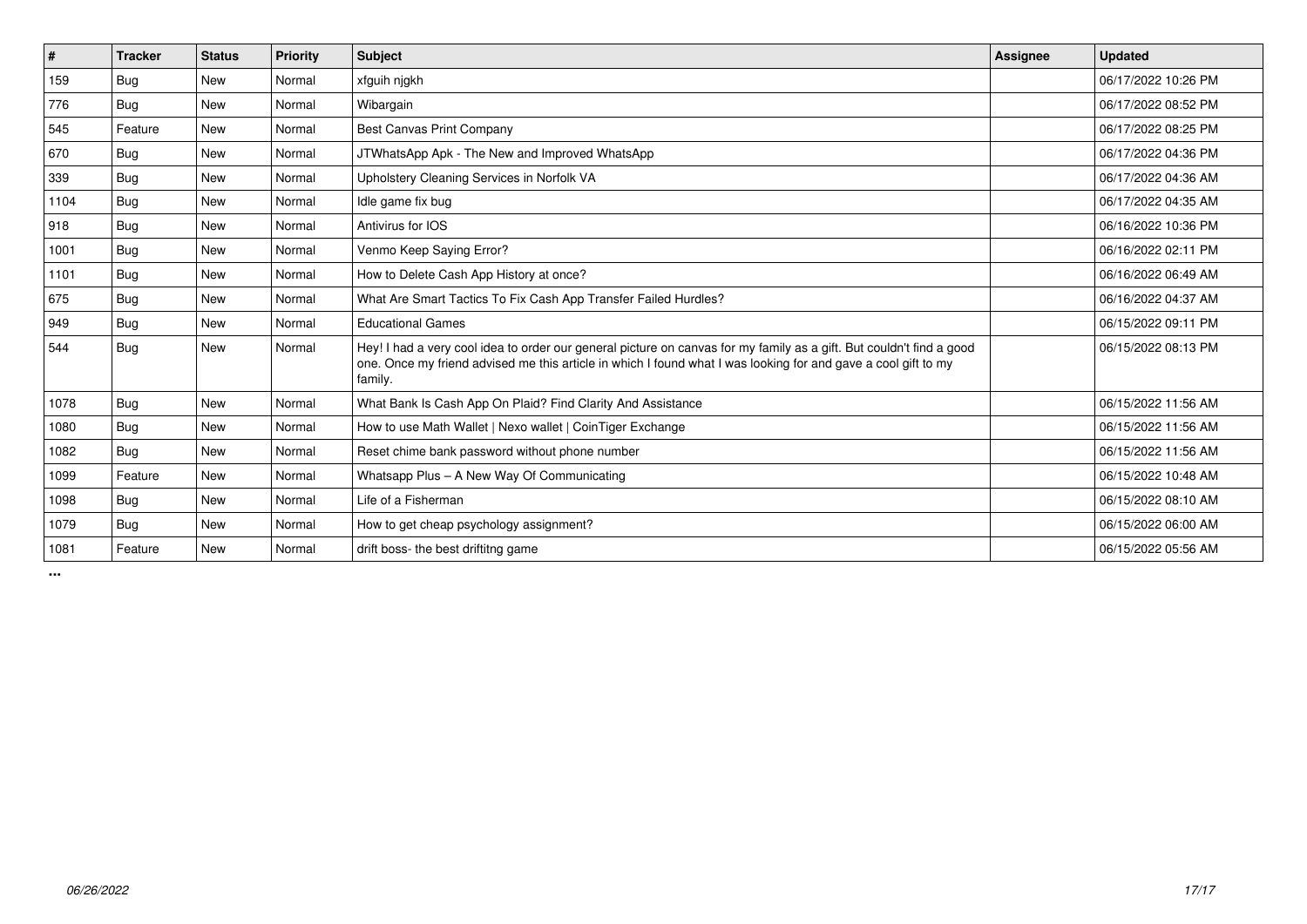| # | Tracker | Status | Priority | Subject | Assignee | Updated |
|---|---|---|---|---|---|---|
| 159 | Bug | New | Normal | xfguih njgkh | | 06/17/2022 10:26 PM |
| 776 | Bug | New | Normal | Wibargain | | 06/17/2022 08:52 PM |
| 545 | Feature | New | Normal | Best Canvas Print Company | | 06/17/2022 08:25 PM |
| 670 | Bug | New | Normal | JTWhatsApp Apk - The New and Improved WhatsApp | | 06/17/2022 04:36 PM |
| 339 | Bug | New | Normal | Upholstery Cleaning Services in Norfolk VA | | 06/17/2022 04:36 AM |
| 1104 | Bug | New | Normal | Idle game fix bug | | 06/17/2022 04:35 AM |
| 918 | Bug | New | Normal | Antivirus for IOS | | 06/16/2022 10:36 PM |
| 1001 | Bug | New | Normal | Venmo Keep Saying Error? | | 06/16/2022 02:11 PM |
| 1101 | Bug | New | Normal | How to Delete Cash App History at once? | | 06/16/2022 06:49 AM |
| 675 | Bug | New | Normal | What Are Smart Tactics To Fix Cash App Transfer Failed Hurdles? | | 06/16/2022 04:37 AM |
| 949 | Bug | New | Normal | Educational Games | | 06/15/2022 09:11 PM |
| 544 | Bug | New | Normal | Hey! I had a very cool idea to order our general picture on canvas for my family as a gift. But couldn't find a good one. Once my friend advised me this article in which I found what I was looking for and gave a cool gift to my family. | | 06/15/2022 08:13 PM |
| 1078 | Bug | New | Normal | What Bank Is Cash App On Plaid? Find Clarity And Assistance | | 06/15/2022 11:56 AM |
| 1080 | Bug | New | Normal | How to use Math Wallet \| Nexo wallet \| CoinTiger Exchange | | 06/15/2022 11:56 AM |
| 1082 | Bug | New | Normal | Reset chime bank password without phone number | | 06/15/2022 11:56 AM |
| 1099 | Feature | New | Normal | Whatsapp Plus – A New Way Of Communicating | | 06/15/2022 10:48 AM |
| 1098 | Bug | New | Normal | Life of a Fisherman | | 06/15/2022 08:10 AM |
| 1079 | Bug | New | Normal | How to get cheap psychology assignment? | | 06/15/2022 06:00 AM |
| 1081 | Feature | New | Normal | drift boss- the best driftitng game | | 06/15/2022 05:56 AM |

...